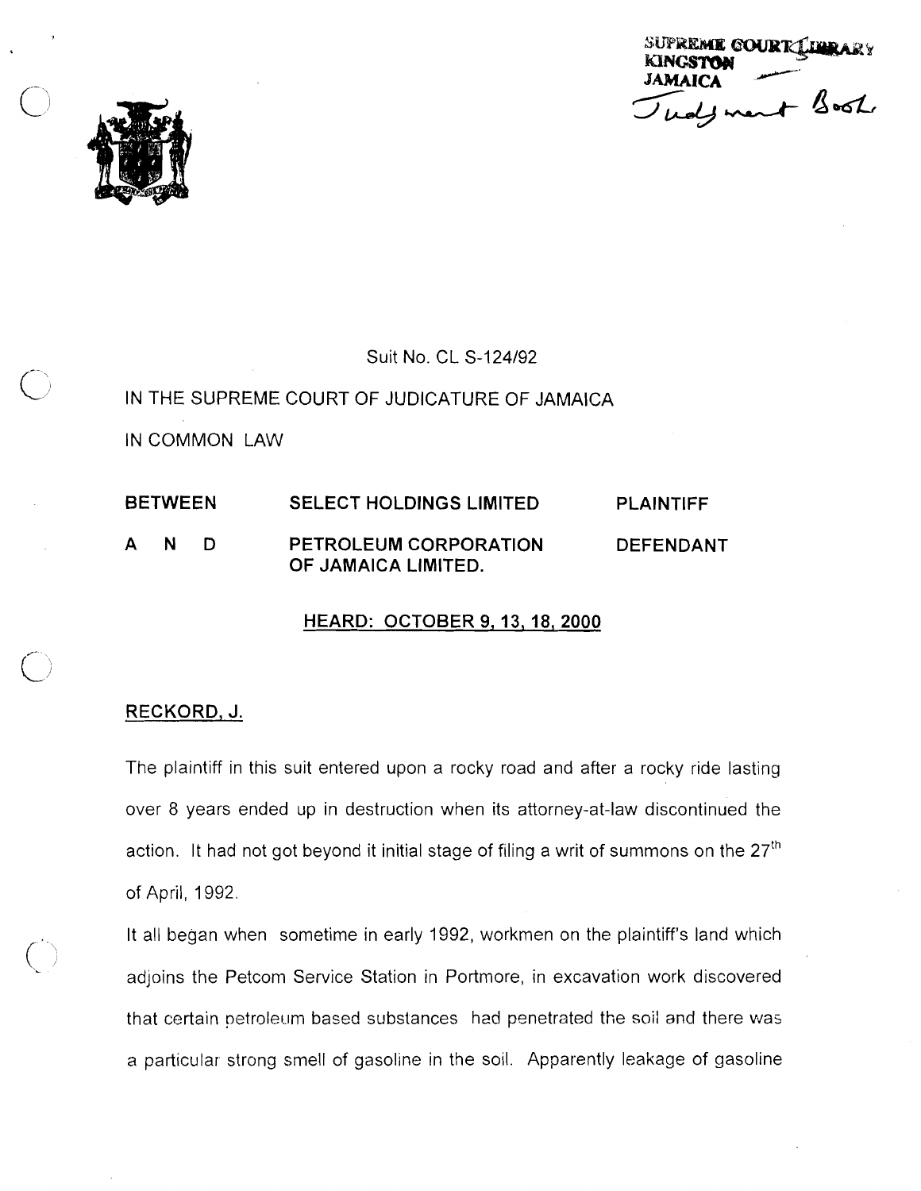SUPREME COURT LIBRARY
KINGSTON
JAMAICA
Judgment Book

Suit No. CL S-124/92

IN THE SUPREME COURT OF JUDICATURE OF JAMAICA

IN COMMON LAW

| | | |
|---|---|---|
| BETWEEN | SELECT HOLDINGS LIMITED | PLAINTIFF |
| A N D | PETROLEUM CORPORATION OF JAMAICA LIMITED. | DEFENDANT |

**HEARD: OCTOBER 9, 13, 18, 2000**

**RECKORD, J.**

The plaintiff in this suit entered upon a rocky road and after a rocky ride lasting over 8 years ended up in destruction when its attorney-at-law discontinued the action. It had not got beyond it initial stage of filing a writ of summons on the 27th of April, 1992.

It all began when sometime in early 1992, workmen on the plaintiff's land which adjoins the Petcom Service Station in Portmore, in excavation work discovered that certain petroleum based substances had penetrated the soil and there was a particular strong smell of gasoline in the soil. Apparently leakage of gasoline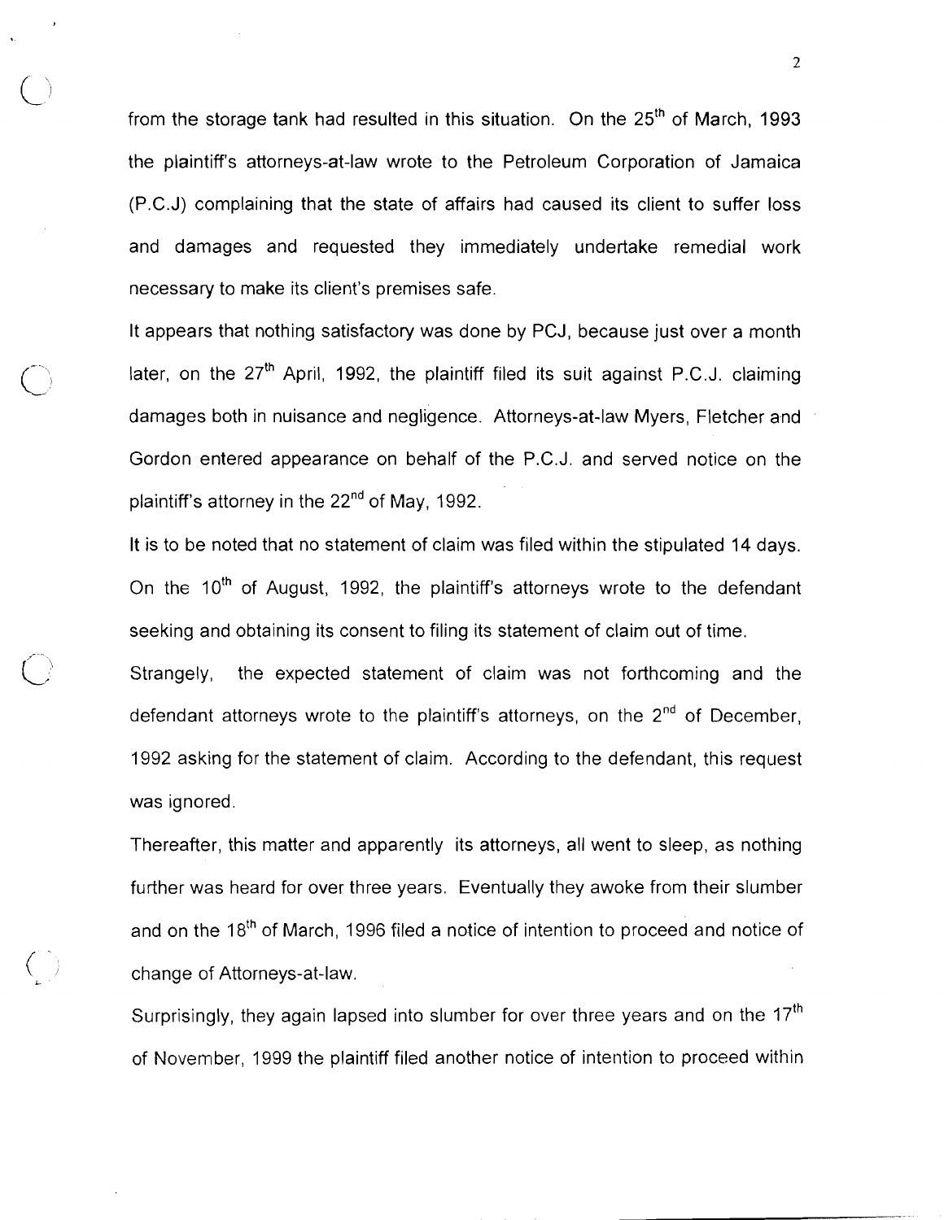from the storage tank had resulted in this situation. On the 25th of March, 1993 the plaintiff's attorneys-at-law wrote to the Petroleum Corporation of Jamaica (P.C.J) complaining that the state of affairs had caused its client to suffer loss and damages and requested they immediately undertake remedial work necessary to make its client's premises safe.

It appears that nothing satisfactory was done by PCJ, because just over a month later, on the 27th April, 1992, the plaintiff filed its suit against P.C.J. claiming damages both in nuisance and negligence. Attorneys-at-law Myers, Fletcher and Gordon entered appearance on behalf of the P.C.J. and served notice on the plaintiff's attorney in the 22nd of May, 1992.

It is to be noted that no statement of claim was filed within the stipulated 14 days. On the 10th of August, 1992, the plaintiff's attorneys wrote to the defendant seeking and obtaining its consent to filing its statement of claim out of time.

Strangely, the expected statement of claim was not forthcoming and the defendant attorneys wrote to the plaintiff's attorneys, on the 2nd of December, 1992 asking for the statement of claim. According to the defendant, this request was ignored.

Thereafter, this matter and apparently its attorneys, all went to sleep, as nothing further was heard for over three years. Eventually they awoke from their slumber and on the 18th of March, 1996 filed a notice of intention to proceed and notice of change of Attorneys-at-law.

Surprisingly, they again lapsed into slumber for over three years and on the 17th of November, 1999 the plaintiff filed another notice of intention to proceed within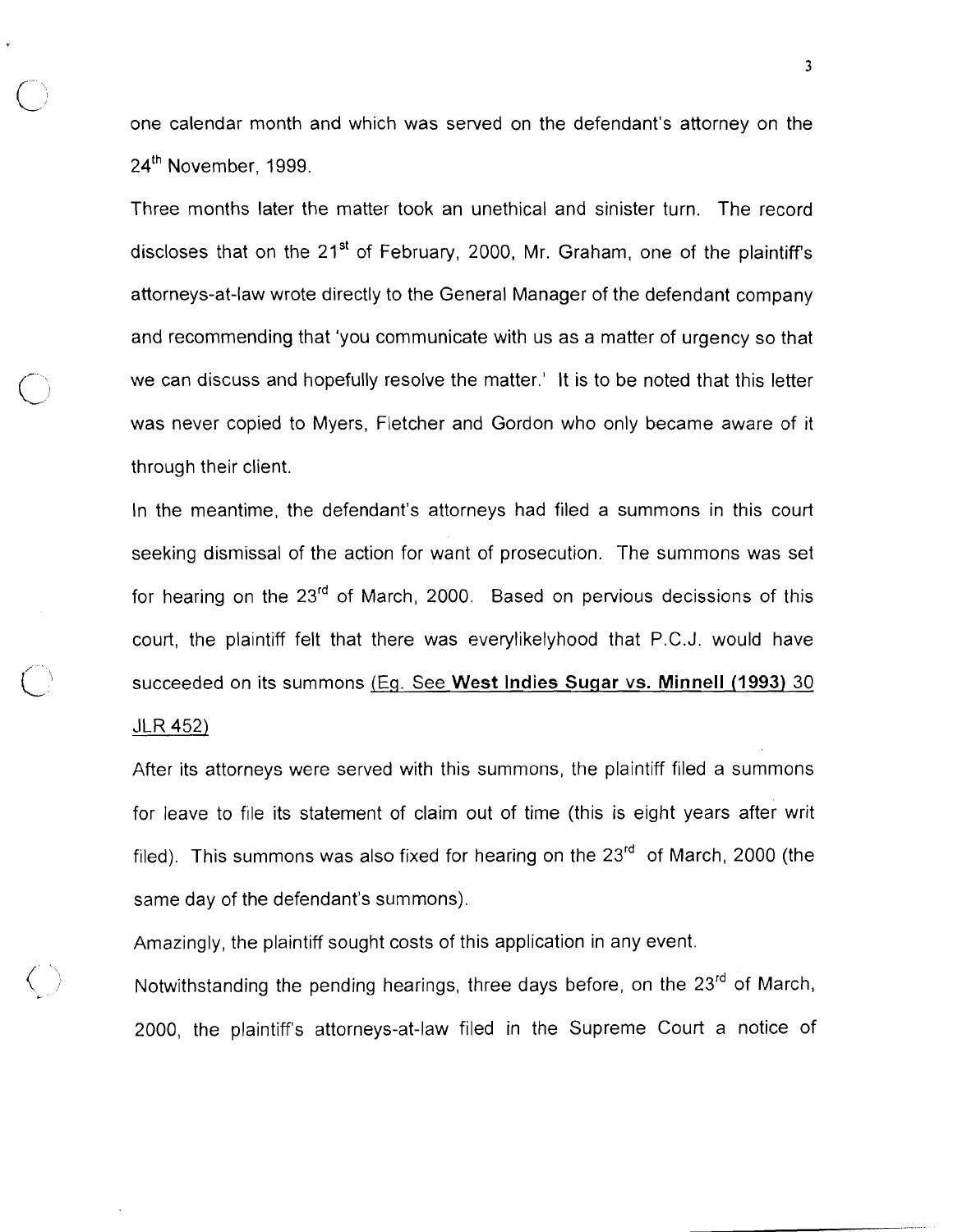one calendar month and which was served on the defendant's attorney on the 24th November, 1999.

Three months later the matter took an unethical and sinister turn. The record discloses that on the 21st of February, 2000, Mr. Graham, one of the plaintiff's attorneys-at-law wrote directly to the General Manager of the defendant company and recommending that 'you communicate with us as a matter of urgency so that we can discuss and hopefully resolve the matter.' It is to be noted that this letter was never copied to Myers, Fletcher and Gordon who only became aware of it through their client.

In the meantime, the defendant's attorneys had filed a summons in this court seeking dismissal of the action for want of prosecution. The summons was set for hearing on the 23rd of March, 2000. Based on pervious decissions of this court, the plaintiff felt that there was everylikelyhood that P.C.J. would have succeeded on its summons <u>(Eg. See **West Indies Sugar vs. Minnell (1993)** 30 JLR 452)</u>

After its attorneys were served with this summons, the plaintiff filed a summons for leave to file its statement of claim out of time (this is eight years after writ filed). This summons was also fixed for hearing on the 23rd of March, 2000 (the same day of the defendant's summons).

Amazingly, the plaintiff sought costs of this application in any event.

Notwithstanding the pending hearings, three days before, on the 23rd of March, 2000, the plaintiff's attorneys-at-law filed in the Supreme Court a notice of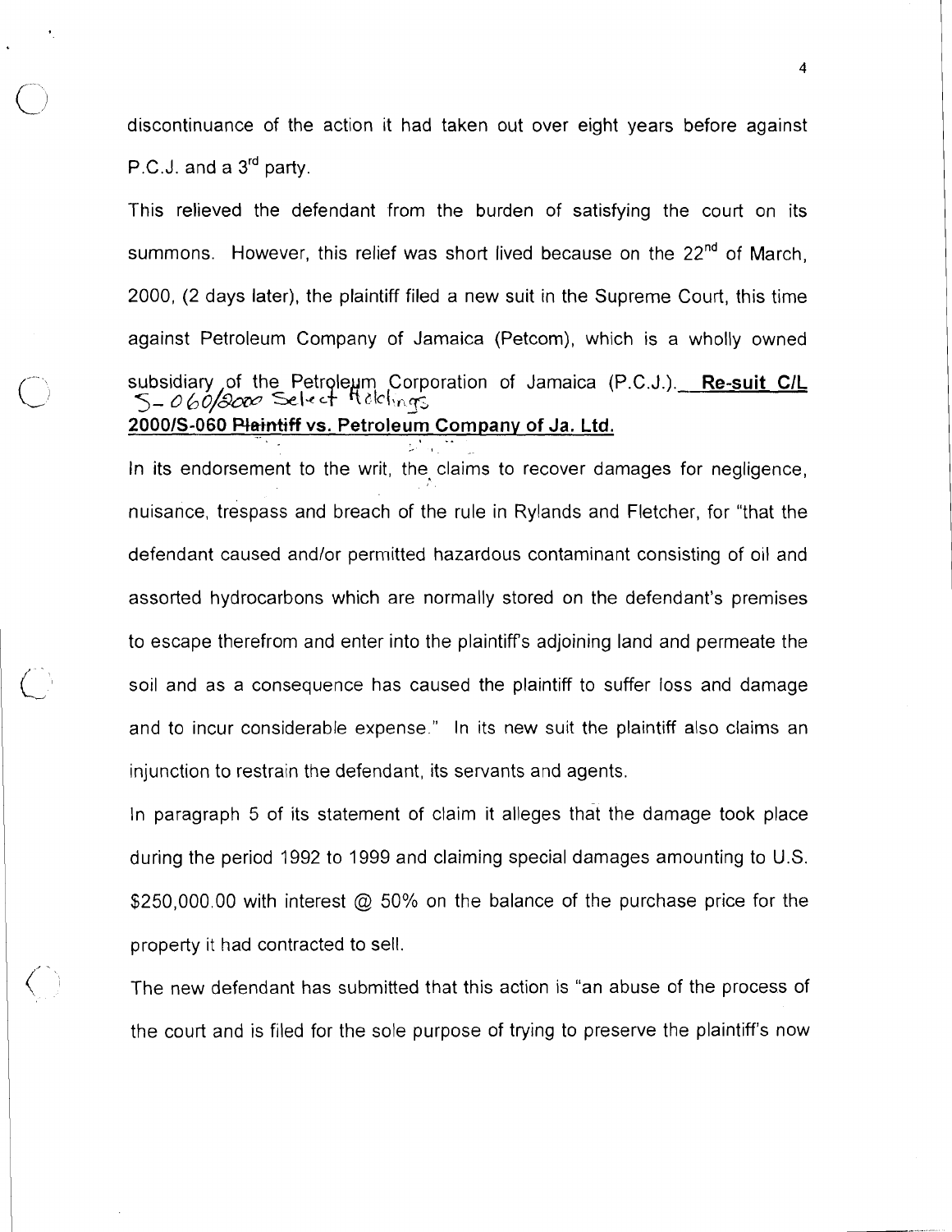discontinuance of the action it had taken out over eight years before against P.C.J. and a 3rd party.

This relieved the defendant from the burden of satisfying the court on its summons. However, this relief was short lived because on the 22nd of March, 2000, (2 days later), the plaintiff filed a new suit in the Supreme Court, this time against Petroleum Company of Jamaica (Petcom), which is a wholly owned subsidiary of the Petroleum Corporation of Jamaica (P.C.J.). **Re-suit C/L** S-060/2000 Select Holdings **2000/S-060 ~~Plaintiff~~ vs. Petroleum Company of Ja. Ltd.**

In its endorsement to the writ, the claims to recover damages for negligence, nuisance, trespass and breach of the rule in Rylands and Fletcher, for "that the defendant caused and/or permitted hazardous contaminant consisting of oil and assorted hydrocarbons which are normally stored on the defendant's premises to escape therefrom and enter into the plaintiff's adjoining land and permeate the soil and as a consequence has caused the plaintiff to suffer loss and damage and to incur considerable expense." In its new suit the plaintiff also claims an injunction to restrain the defendant, its servants and agents.

In paragraph 5 of its statement of claim it alleges that the damage took place during the period 1992 to 1999 and claiming special damages amounting to U.S. $250,000.00 with interest @ 50% on the balance of the purchase price for the property it had contracted to sell.

The new defendant has submitted that this action is "an abuse of the process of the court and is filed for the sole purpose of trying to preserve the plaintiff's now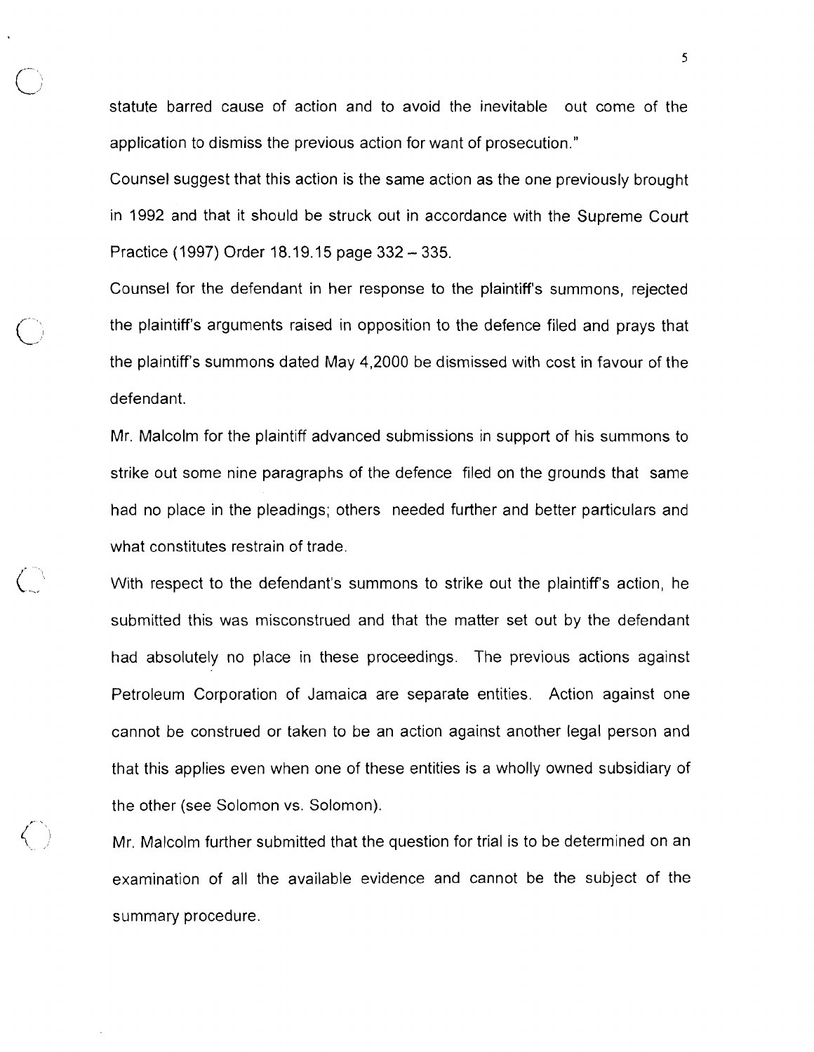statute barred cause of action and to avoid the inevitable out come of the application to dismiss the previous action for want of prosecution."

Counsel suggest that this action is the same action as the one previously brought in 1992 and that it should be struck out in accordance with the Supreme Court Practice (1997) Order 18.19.15 page 332 – 335.

Counsel for the defendant in her response to the plaintiff's summons, rejected the plaintiff's arguments raised in opposition to the defence filed and prays that the plaintiff's summons dated May 4,2000 be dismissed with cost in favour of the defendant.

Mr. Malcolm for the plaintiff advanced submissions in support of his summons to strike out some nine paragraphs of the defence filed on the grounds that same had no place in the pleadings; others needed further and better particulars and what constitutes restrain of trade.

With respect to the defendant's summons to strike out the plaintiff's action, he submitted this was misconstrued and that the matter set out by the defendant had absolutely no place in these proceedings. The previous actions against Petroleum Corporation of Jamaica are separate entities. Action against one cannot be construed or taken to be an action against another legal person and that this applies even when one of these entities is a wholly owned subsidiary of the other (see Solomon vs. Solomon).

Mr. Malcolm further submitted that the question for trial is to be determined on an examination of all the available evidence and cannot be the subject of the summary procedure.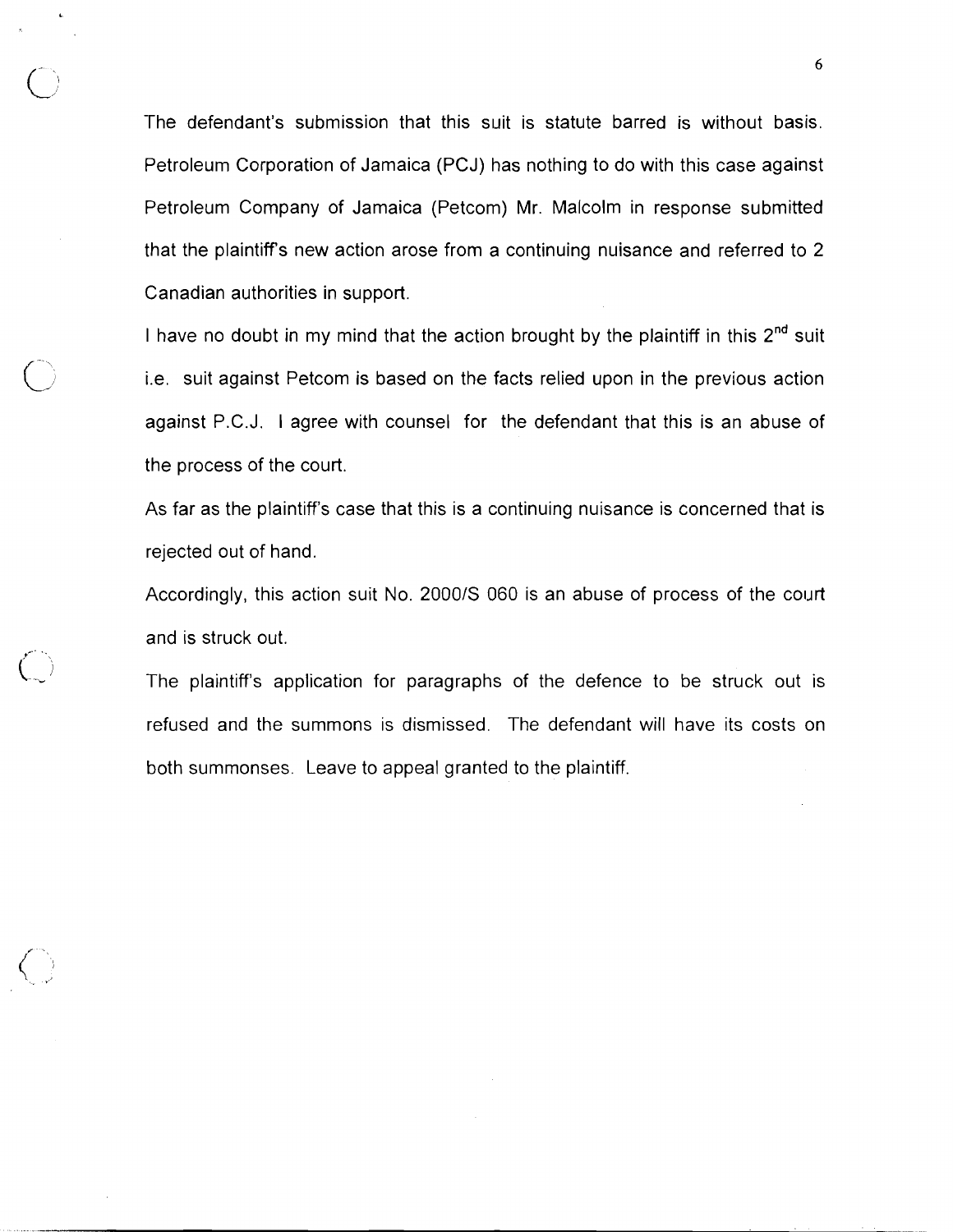The defendant's submission that this suit is statute barred is without basis. Petroleum Corporation of Jamaica (PCJ) has nothing to do with this case against Petroleum Company of Jamaica (Petcom) Mr. Malcolm in response submitted that the plaintiff's new action arose from a continuing nuisance and referred to 2 Canadian authorities in support.

I have no doubt in my mind that the action brought by the plaintiff in this 2nd suit i.e. suit against Petcom is based on the facts relied upon in the previous action against P.C.J. I agree with counsel for the defendant that this is an abuse of the process of the court.

As far as the plaintiff's case that this is a continuing nuisance is concerned that is rejected out of hand.

Accordingly, this action suit No. 2000/S 060 is an abuse of process of the court and is struck out.

The plaintiff's application for paragraphs of the defence to be struck out is refused and the summons is dismissed. The defendant will have its costs on both summonses. Leave to appeal granted to the plaintiff.